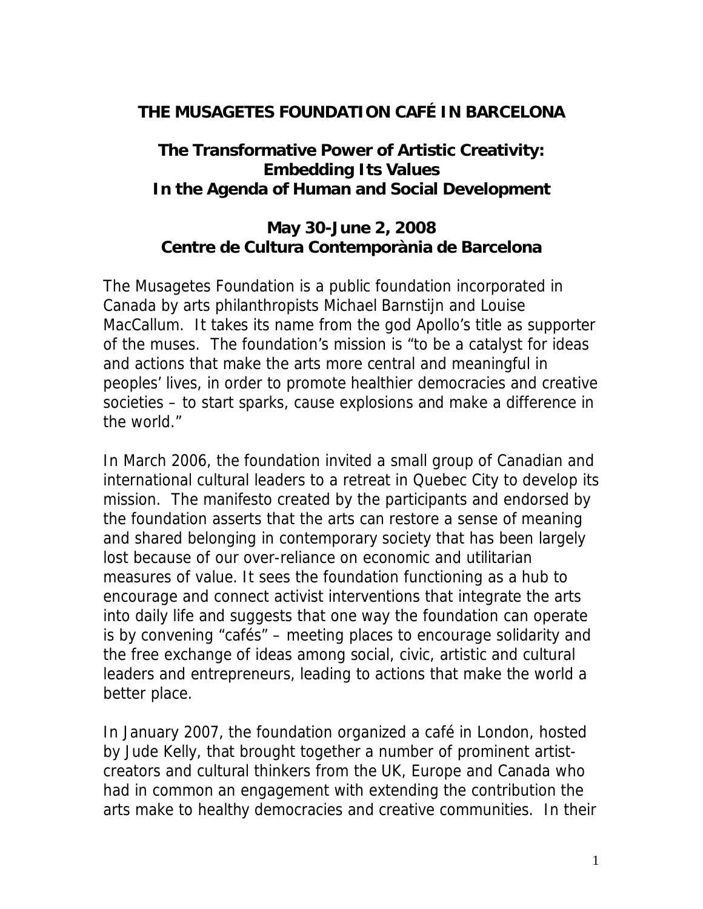# THE MUSAGETES FOUNDATION CAFÉ IN BARCELONA

## The Transformative Power of Artistic Creativity: Embedding Its Values In the Agenda of Human and Social Development

## May 30-June 2, 2008 Centre de Cultura Contemporània de Barcelona

The Musagetes Foundation is a public foundation incorporated in Canada by arts philanthropists Michael Barnstijn and Louise MacCallum. It takes its name from the god Apollo's title as supporter of the muses. The foundation's mission is "to be a catalyst for ideas and actions that make the arts more central and meaningful in peoples' lives, in order to promote healthier democracies and creative societies – to start sparks, cause explosions and make a difference in the world."

In March 2006, the foundation invited a small group of Canadian and international cultural leaders to a retreat in Quebec City to develop its mission. The manifesto created by the participants and endorsed by the foundation asserts that the arts can restore a sense of meaning and shared belonging in contemporary society that has been largely lost because of our over-reliance on economic and utilitarian measures of value. It sees the foundation functioning as a hub to encourage and connect activist interventions that integrate the arts into daily life and suggests that one way the foundation can operate is by convening "cafés" – meeting places to encourage solidarity and the free exchange of ideas among social, civic, artistic and cultural leaders and entrepreneurs, leading to actions that make the world a better place.

In January 2007, the foundation organized a café in London, hosted by Jude Kelly, that brought together a number of prominent artist-creators and cultural thinkers from the UK, Europe and Canada who had in common an engagement with extending the contribution the arts make to healthy democracies and creative communities. In their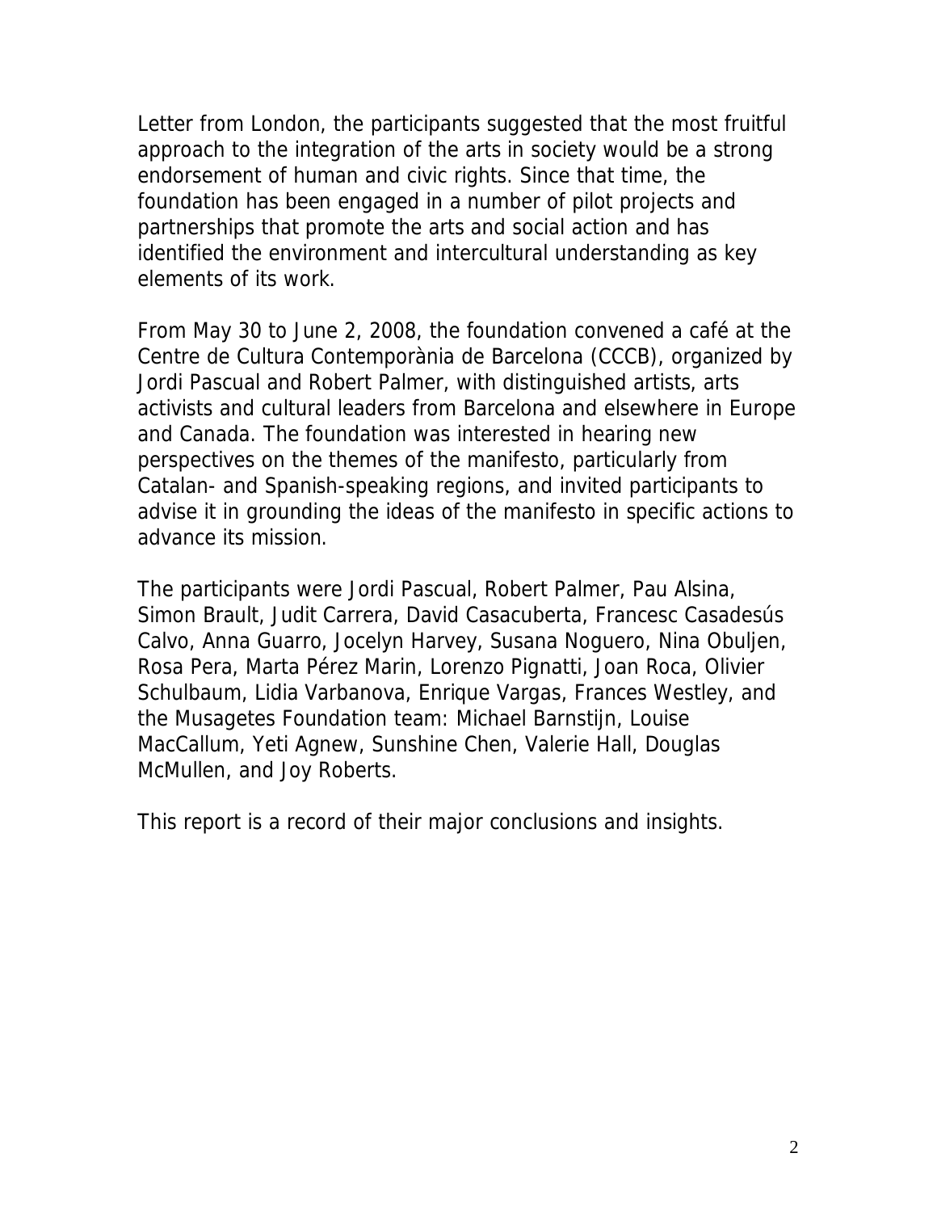Letter from London, the participants suggested that the most fruitful approach to the integration of the arts in society would be a strong endorsement of human and civic rights. Since that time, the foundation has been engaged in a number of pilot projects and partnerships that promote the arts and social action and has identified the environment and intercultural understanding as key elements of its work.

From May 30 to June 2, 2008, the foundation convened a café at the Centre de Cultura Contemporània de Barcelona (CCCB), organized by Jordi Pascual and Robert Palmer, with distinguished artists, arts activists and cultural leaders from Barcelona and elsewhere in Europe and Canada. The foundation was interested in hearing new perspectives on the themes of the manifesto, particularly from Catalan- and Spanish-speaking regions, and invited participants to advise it in grounding the ideas of the manifesto in specific actions to advance its mission.

The participants were Jordi Pascual, Robert Palmer, Pau Alsina, Simon Brault, Judit Carrera, David Casacuberta, Francesc Casadesús Calvo, Anna Guarro, Jocelyn Harvey, Susana Noguero, Nina Obuljen, Rosa Pera, Marta Pérez Marin, Lorenzo Pignatti, Joan Roca, Olivier Schulbaum, Lidia Varbanova, Enrique Vargas, Frances Westley, and the Musagetes Foundation team: Michael Barnstijn, Louise MacCallum, Yeti Agnew, Sunshine Chen, Valerie Hall, Douglas McMullen, and Joy Roberts.

This report is a record of their major conclusions and insights.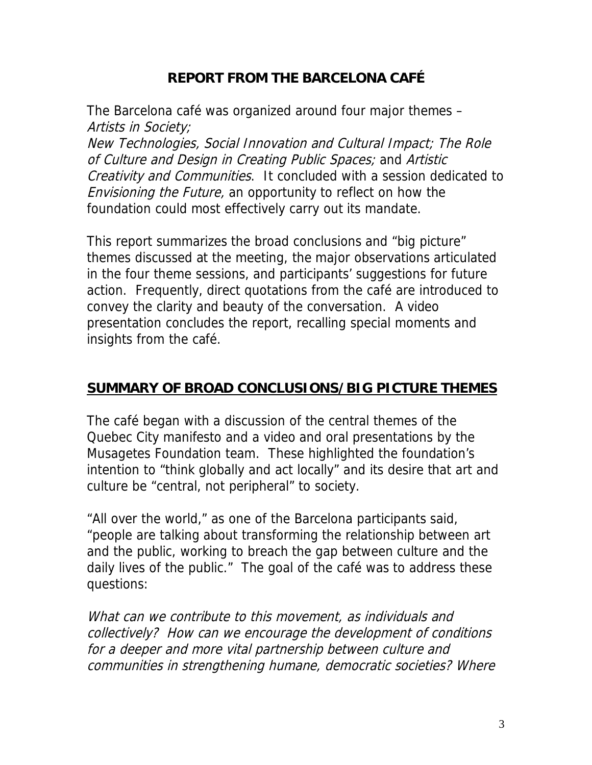# REPORT FROM THE BARCELONA CAFÉ

The Barcelona café was organized around four major themes – *Artists in Society; New Technologies, Social Innovation and Cultural Impact; The Role of Culture and Design in Creating Public Spaces;* and *Artistic Creativity and Communities*. It concluded with a session dedicated to *Envisioning the Future,* an opportunity to reflect on how the foundation could most effectively carry out its mandate.

This report summarizes the broad conclusions and "big picture" themes discussed at the meeting, the major observations articulated in the four theme sessions, and participants' suggestions for future action. Frequently, direct quotations from the café are introduced to convey the clarity and beauty of the conversation. A video presentation concludes the report, recalling special moments and insights from the café.

## SUMMARY OF BROAD CONCLUSIONS/BIG PICTURE THEMES

The café began with a discussion of the central themes of the Quebec City manifesto and a video and oral presentations by the Musagetes Foundation team. These highlighted the foundation's intention to "think globally and act locally" and its desire that art and culture be "central, not peripheral" to society.

"All over the world," as one of the Barcelona participants said, "people are talking about transforming the relationship between art and the public, working to breach the gap between culture and the daily lives of the public." The goal of the café was to address these questions:

*What can we contribute to this movement, as individuals and collectively? How can we encourage the development of conditions for a deeper and more vital partnership between culture and communities in strengthening humane, democratic societies? Where*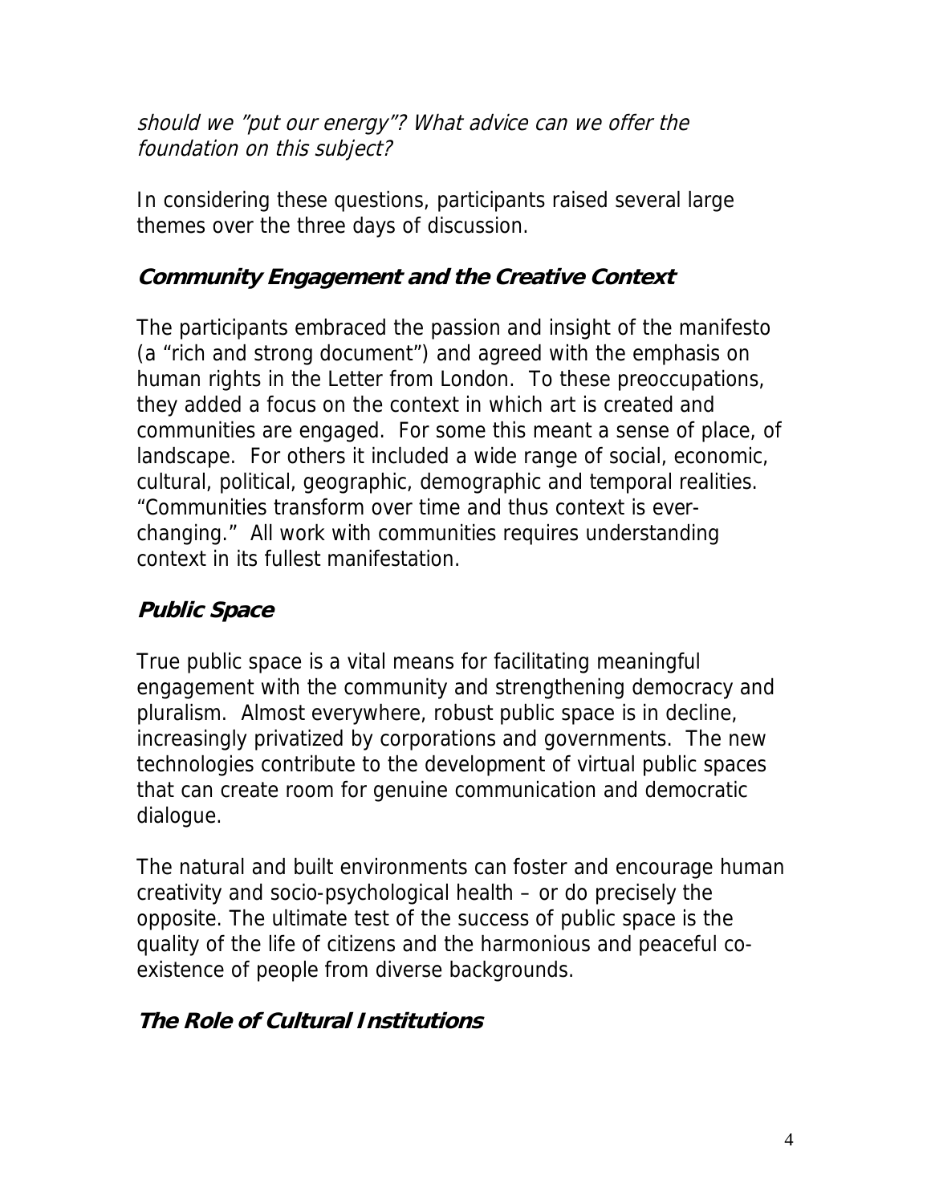*should we "put our energy"? What advice can we offer the foundation on this subject?*

In considering these questions, participants raised several large themes over the three days of discussion.

### Community Engagement and the Creative Context

The participants embraced the passion and insight of the manifesto (a "rich and strong document") and agreed with the emphasis on human rights in the Letter from London. To these preoccupations, they added a focus on the context in which art is created and communities are engaged. For some this meant a sense of place, of landscape. For others it included a wide range of social, economic, cultural, political, geographic, demographic and temporal realities. "Communities transform over time and thus context is ever-changing." All work with communities requires understanding context in its fullest manifestation.

### Public Space

True public space is a vital means for facilitating meaningful engagement with the community and strengthening democracy and pluralism. Almost everywhere, robust public space is in decline, increasingly privatized by corporations and governments. The new technologies contribute to the development of virtual public spaces that can create room for genuine communication and democratic dialogue.

The natural and built environments can foster and encourage human creativity and socio-psychological health – or do precisely the opposite. The ultimate test of the success of public space is the quality of the life of citizens and the harmonious and peaceful co-existence of people from diverse backgrounds.

### The Role of Cultural Institutions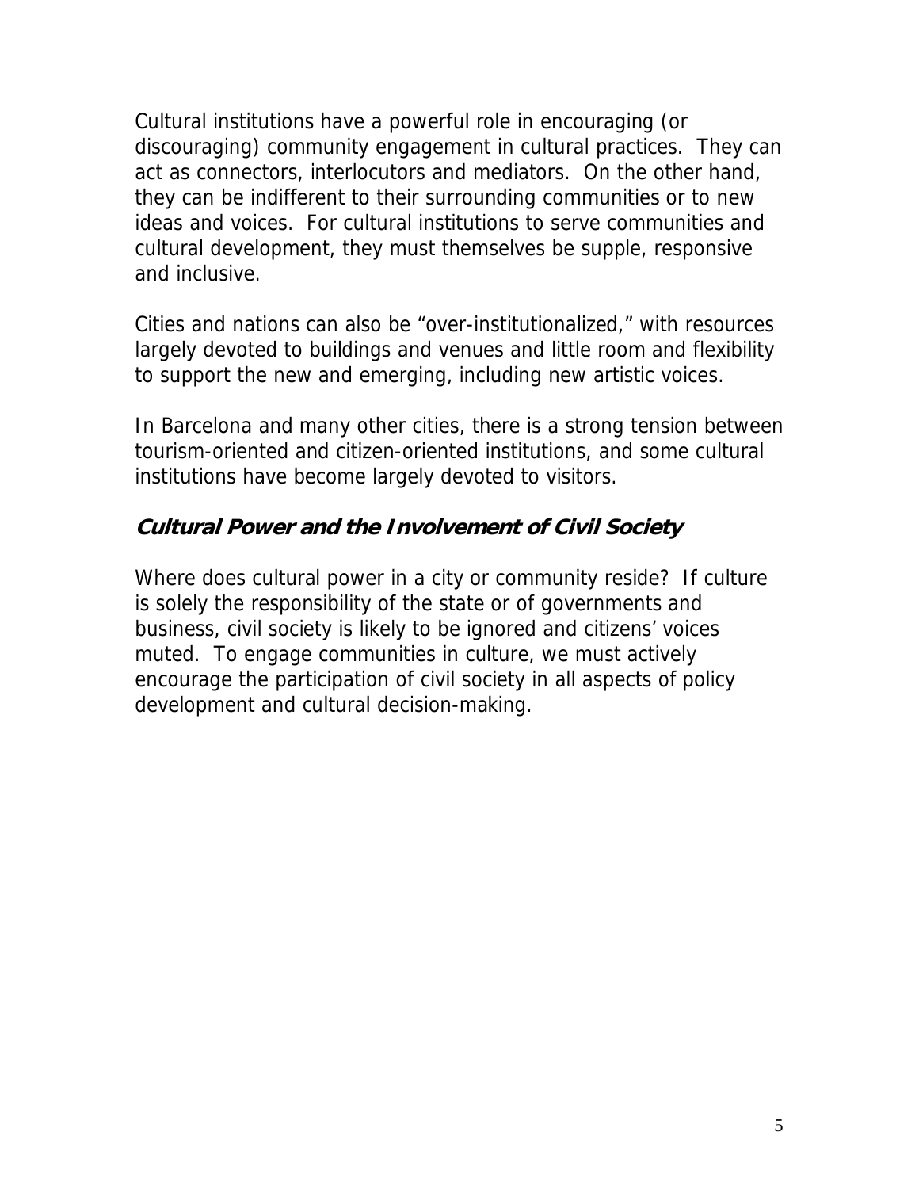Cultural institutions have a powerful role in encouraging (or discouraging) community engagement in cultural practices. They can act as connectors, interlocutors and mediators. On the other hand, they can be indifferent to their surrounding communities or to new ideas and voices. For cultural institutions to serve communities and cultural development, they must themselves be supple, responsive and inclusive.

Cities and nations can also be "over-institutionalized," with resources largely devoted to buildings and venues and little room and flexibility to support the new and emerging, including new artistic voices.

In Barcelona and many other cities, there is a strong tension between tourism-oriented and citizen-oriented institutions, and some cultural institutions have become largely devoted to visitors.

### ***Cultural Power and the Involvement of Civil Society***

Where does cultural power in a city or community reside? If culture is solely the responsibility of the state or of governments and business, civil society is likely to be ignored and citizens' voices muted. To engage communities in culture, we must actively encourage the participation of civil society in all aspects of policy development and cultural decision-making.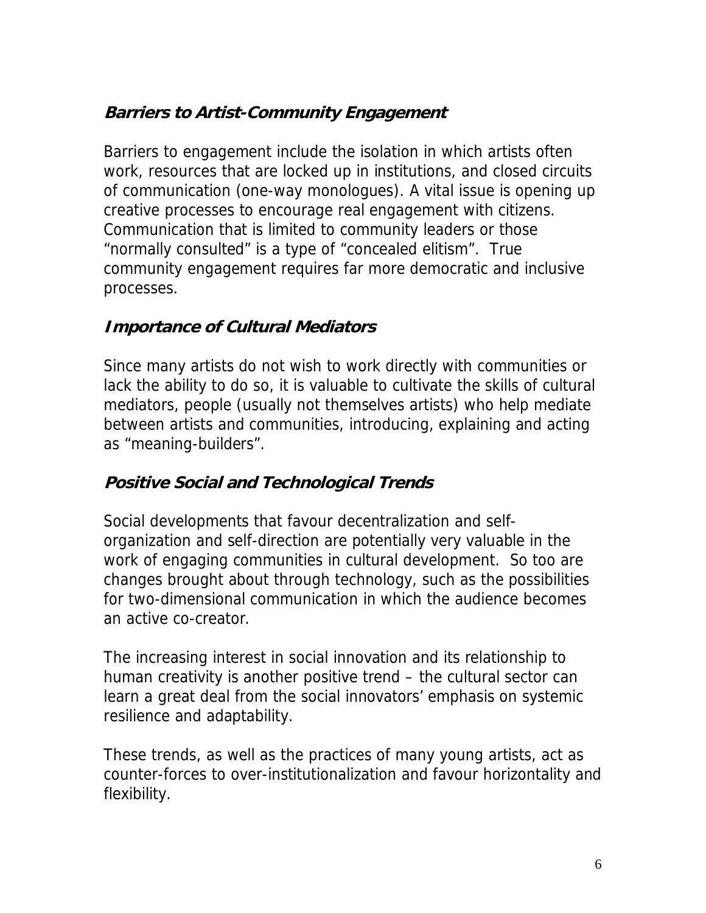### ***Barriers to Artist-Community Engagement***

Barriers to engagement include the isolation in which artists often work, resources that are locked up in institutions, and closed circuits of communication (one-way monologues). A vital issue is opening up creative processes to encourage real engagement with citizens. Communication that is limited to community leaders or those "normally consulted" is a type of "concealed elitism". True community engagement requires far more democratic and inclusive processes.

### ***Importance of Cultural Mediators***

Since many artists do not wish to work directly with communities or lack the ability to do so, it is valuable to cultivate the skills of cultural mediators, people (usually not themselves artists) who help mediate between artists and communities, introducing, explaining and acting as "meaning-builders".

### ***Positive Social and Technological Trends***

Social developments that favour decentralization and self-organization and self-direction are potentially very valuable in the work of engaging communities in cultural development. So too are changes brought about through technology, such as the possibilities for two-dimensional communication in which the audience becomes an active co-creator.

The increasing interest in social innovation and its relationship to human creativity is another positive trend – the cultural sector can learn a great deal from the social innovators' emphasis on systemic resilience and adaptability.

These trends, as well as the practices of many young artists, act as counter-forces to over-institutionalization and favour horizontality and flexibility.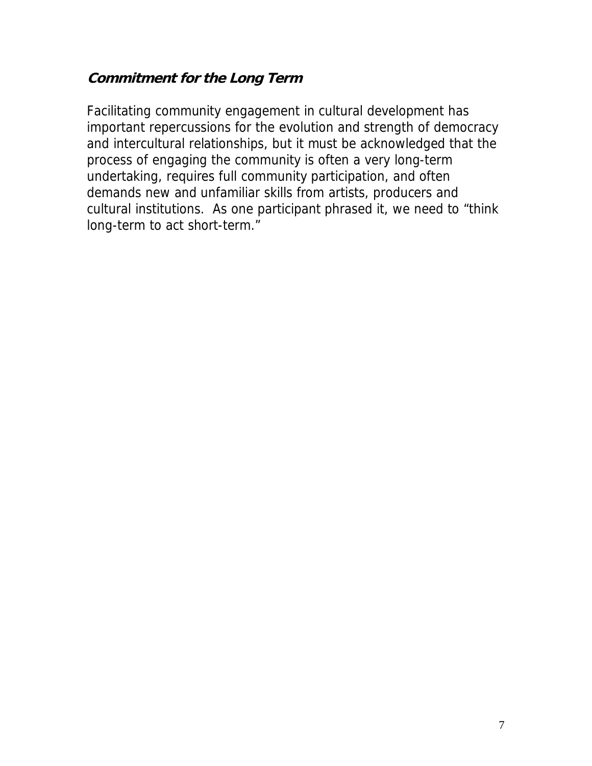### ***Commitment for the Long Term***

Facilitating community engagement in cultural development has important repercussions for the evolution and strength of democracy and intercultural relationships, but it must be acknowledged that the process of engaging the community is often a very long-term undertaking, requires full community participation, and often demands new and unfamiliar skills from artists, producers and cultural institutions. As one participant phrased it, we need to "think long-term to act short-term."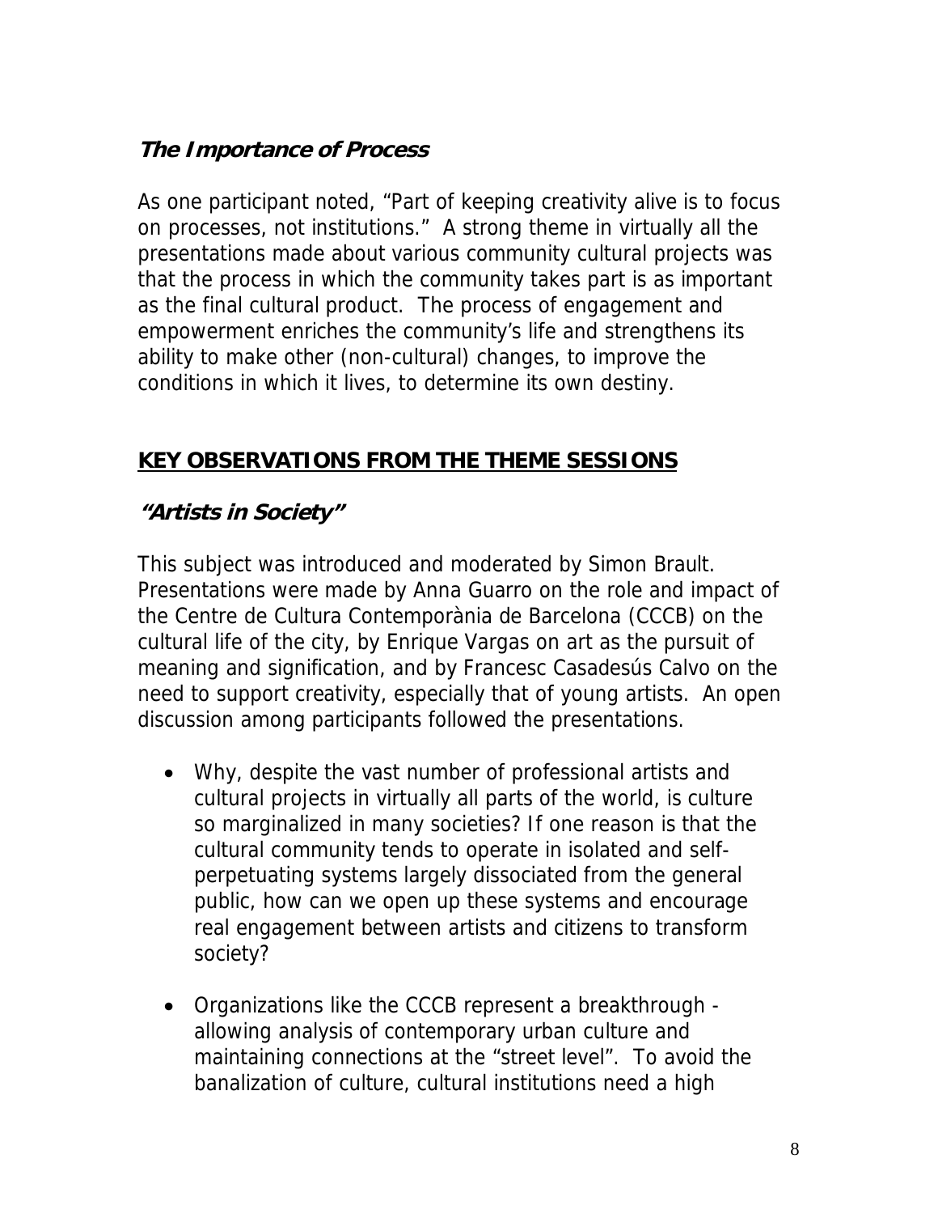### *The Importance of Process*

As one participant noted, "Part of keeping creativity alive is to focus on processes, not institutions." A strong theme in virtually all the presentations made about various community cultural projects was that the process in which the community takes part is as important as the final cultural product. The process of engagement and empowerment enriches the community's life and strengthens its ability to make other (non-cultural) changes, to improve the conditions in which it lives, to determine its own destiny.

## KEY OBSERVATIONS FROM THE THEME SESSIONS

### *"Artists in Society"*

This subject was introduced and moderated by Simon Brault. Presentations were made by Anna Guarro on the role and impact of the Centre de Cultura Contemporània de Barcelona (CCCB) on the cultural life of the city, by Enrique Vargas on art as the pursuit of meaning and signification, and by Francesc Casadesús Calvo on the need to support creativity, especially that of young artists. An open discussion among participants followed the presentations.

- Why, despite the vast number of professional artists and cultural projects in virtually all parts of the world, is culture so marginalized in many societies? If one reason is that the cultural community tends to operate in isolated and self-perpetuating systems largely dissociated from the general public, how can we open up these systems and encourage real engagement between artists and citizens to transform society?

- Organizations like the CCCB represent a breakthrough - allowing analysis of contemporary urban culture and maintaining connections at the "street level". To avoid the banalization of culture, cultural institutions need a high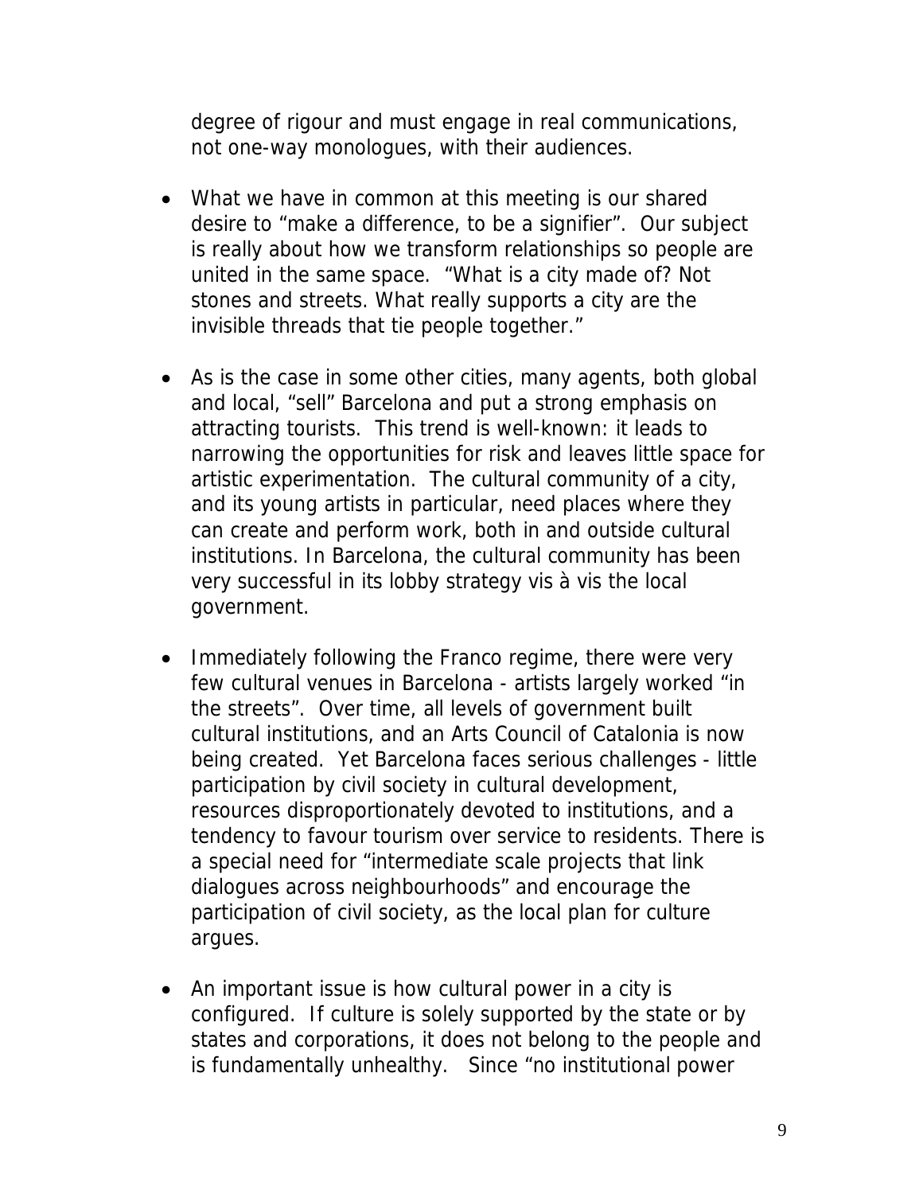degree of rigour and must engage in real communications, not one-way monologues, with their audiences.

- What we have in common at this meeting is our shared desire to “make a difference, to be a signifier”. Our subject is really about how we transform relationships so people are united in the same space. “What is a city made of? Not stones and streets. What really supports a city are the invisible threads that tie people together.”

- As is the case in some other cities, many agents, both global and local, “sell” Barcelona and put a strong emphasis on attracting tourists. This trend is well-known: it leads to narrowing the opportunities for risk and leaves little space for artistic experimentation. The cultural community of a city, and its young artists in particular, need places where they can create and perform work, both in and outside cultural institutions. In Barcelona, the cultural community has been very successful in its lobby strategy vis à vis the local government.

- Immediately following the Franco regime, there were very few cultural venues in Barcelona - artists largely worked “in the streets”. Over time, all levels of government built cultural institutions, and an Arts Council of Catalonia is now being created. Yet Barcelona faces serious challenges - little participation by civil society in cultural development, resources disproportionately devoted to institutions, and a tendency to favour tourism over service to residents. There is a special need for “intermediate scale projects that link dialogues across neighbourhoods” and encourage the participation of civil society, as the local plan for culture argues.

- An important issue is how cultural power in a city is configured. If culture is solely supported by the state or by states and corporations, it does not belong to the people and is fundamentally unhealthy. Since “no institutional power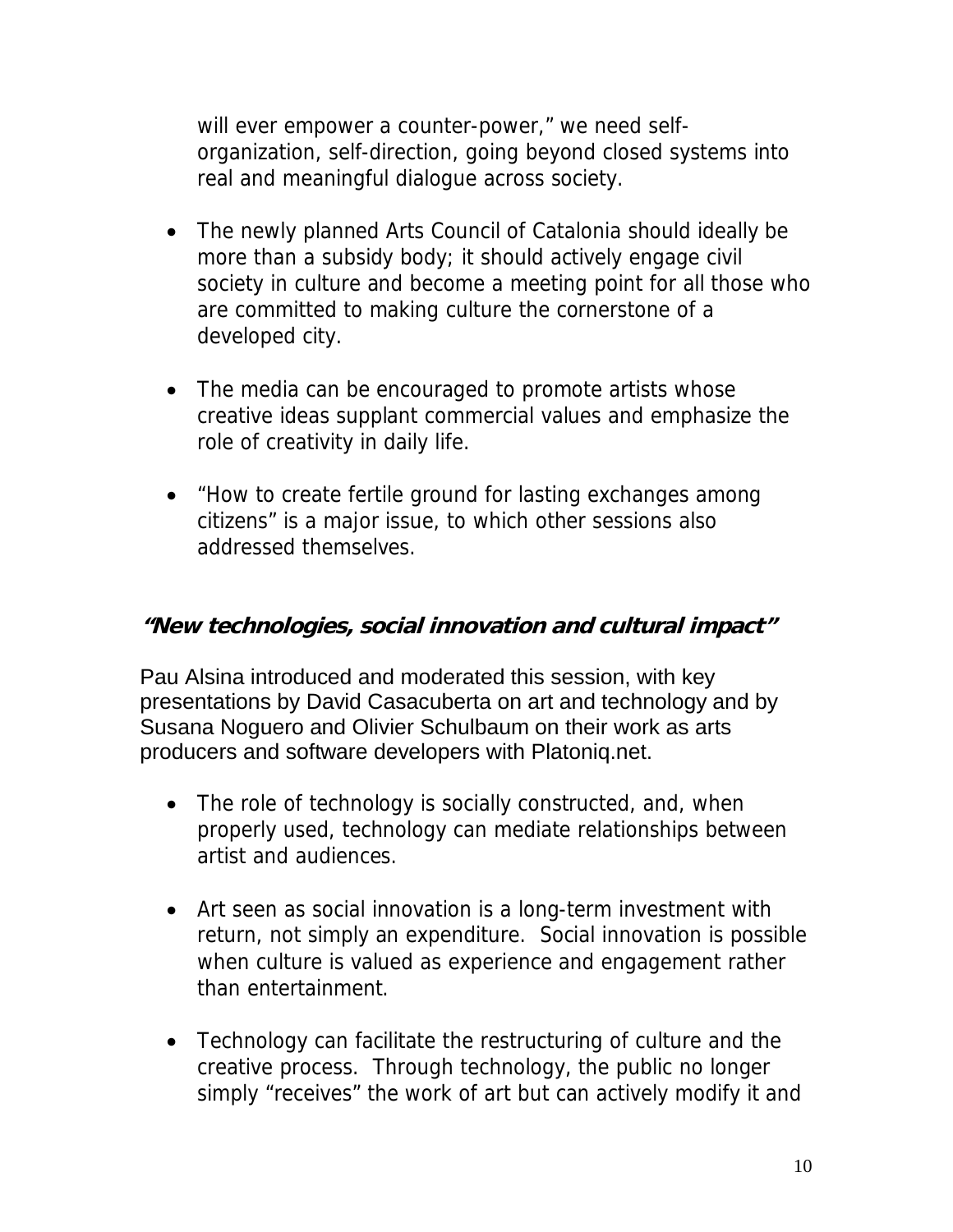will ever empower a counter-power," we need self-organization, self-direction, going beyond closed systems into real and meaningful dialogue across society.

- The newly planned Arts Council of Catalonia should ideally be more than a subsidy body; it should actively engage civil society in culture and become a meeting point for all those who are committed to making culture the cornerstone of a developed city.

- The media can be encouraged to promote artists whose creative ideas supplant commercial values and emphasize the role of creativity in daily life.

- "How to create fertile ground for lasting exchanges among citizens" is a major issue, to which other sessions also addressed themselves.

### *"New technologies, social innovation and cultural impact"*

Pau Alsina introduced and moderated this session, with key presentations by David Casacuberta on art and technology and by Susana Noguero and Olivier Schulbaum on their work as arts producers and software developers with Platoniq.net.

- The role of technology is socially constructed, and, when properly used, technology can mediate relationships between artist and audiences.

- Art seen as social innovation is a long-term investment with return, not simply an expenditure. Social innovation is possible when culture is valued as experience and engagement rather than entertainment.

- Technology can facilitate the restructuring of culture and the creative process. Through technology, the public no longer simply "receives" the work of art but can actively modify it and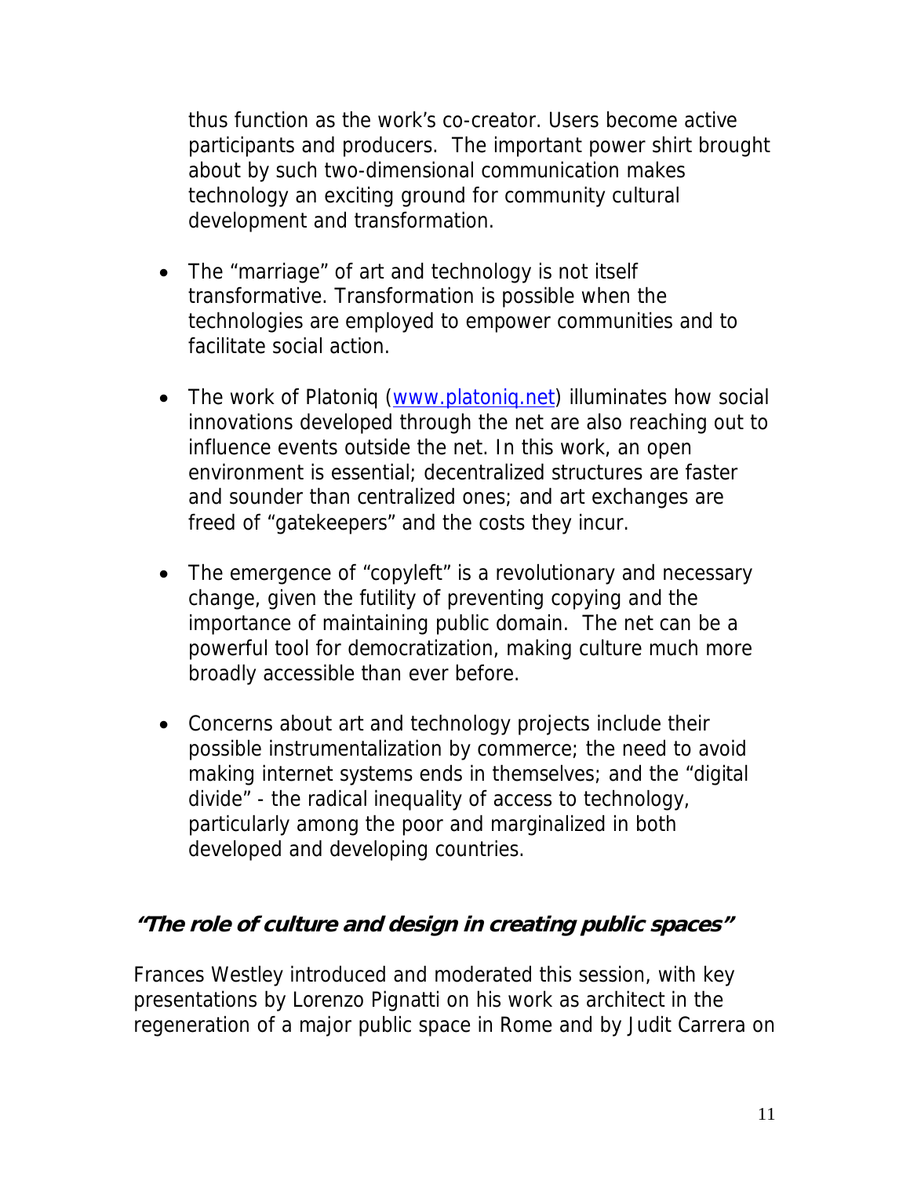thus function as the work's co-creator. Users become active participants and producers. The important power shirt brought about by such two-dimensional communication makes technology an exciting ground for community cultural development and transformation.

- The "marriage" of art and technology is not itself transformative. Transformation is possible when the technologies are employed to empower communities and to facilitate social action.

- The work of Platoniq (www.platoniq.net) illuminates how social innovations developed through the net are also reaching out to influence events outside the net. In this work, an open environment is essential; decentralized structures are faster and sounder than centralized ones; and art exchanges are freed of "gatekeepers" and the costs they incur.

- The emergence of "copyleft" is a revolutionary and necessary change, given the futility of preventing copying and the importance of maintaining public domain. The net can be a powerful tool for democratization, making culture much more broadly accessible than ever before.

- Concerns about art and technology projects include their possible instrumentalization by commerce; the need to avoid making internet systems ends in themselves; and the "digital divide" - the radical inequality of access to technology, particularly among the poor and marginalized in both developed and developing countries.

## *"The role of culture and design in creating public spaces"*

Frances Westley introduced and moderated this session, with key presentations by Lorenzo Pignatti on his work as architect in the regeneration of a major public space in Rome and by Judit Carrera on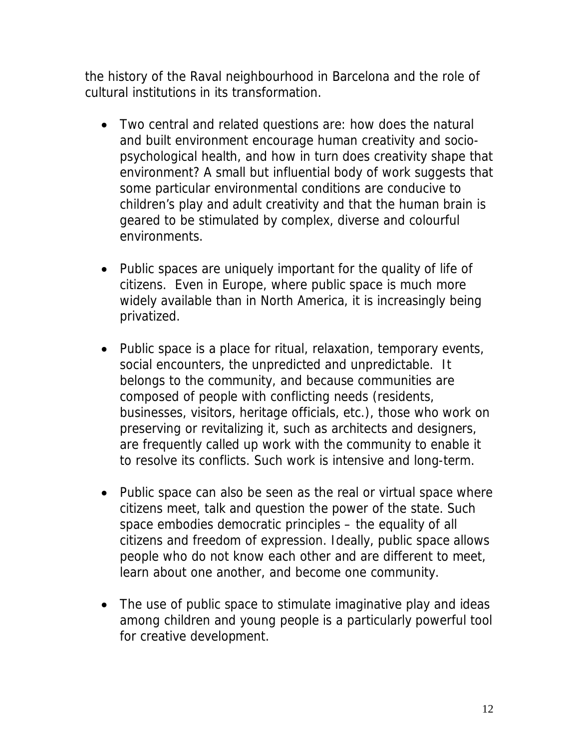the history of the Raval neighbourhood in Barcelona and the role of cultural institutions in its transformation.

- Two central and related questions are: how does the natural and built environment encourage human creativity and socio-psychological health, and how in turn does creativity shape that environment? A small but influential body of work suggests that some particular environmental conditions are conducive to children's play and adult creativity and that the human brain is geared to be stimulated by complex, diverse and colourful environments.

- Public spaces are uniquely important for the quality of life of citizens. Even in Europe, where public space is much more widely available than in North America, it is increasingly being privatized.

- Public space is a place for ritual, relaxation, temporary events, social encounters, the unpredicted and unpredictable. It belongs to the community, and because communities are composed of people with conflicting needs (residents, businesses, visitors, heritage officials, etc.), those who work on preserving or revitalizing it, such as architects and designers, are frequently called up work with the community to enable it to resolve its conflicts. Such work is intensive and long-term.

- Public space can also be seen as the real or virtual space where citizens meet, talk and question the power of the state. Such space embodies democratic principles – the equality of all citizens and freedom of expression. Ideally, public space allows people who do not know each other and are different to meet, learn about one another, and become one community.

- The use of public space to stimulate imaginative play and ideas among children and young people is a particularly powerful tool for creative development.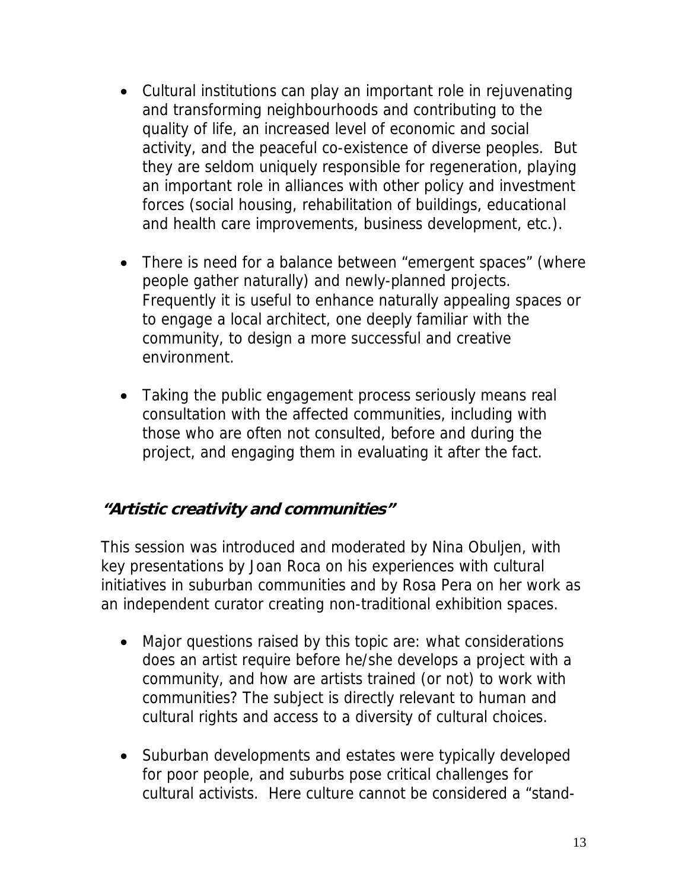- Cultural institutions can play an important role in rejuvenating and transforming neighbourhoods and contributing to the quality of life, an increased level of economic and social activity, and the peaceful co-existence of diverse peoples. But they are seldom uniquely responsible for regeneration, playing an important role in alliances with other policy and investment forces (social housing, rehabilitation of buildings, educational and health care improvements, business development, etc.).

- There is need for a balance between "emergent spaces" (where people gather naturally) and newly-planned projects. Frequently it is useful to enhance naturally appealing spaces or to engage a local architect, one deeply familiar with the community, to design a more successful and creative environment.

- Taking the public engagement process seriously means real consultation with the affected communities, including with those who are often not consulted, before and during the project, and engaging them in evaluating it after the fact.

### *"Artistic creativity and communities"*

This session was introduced and moderated by Nina Obuljen, with key presentations by Joan Roca on his experiences with cultural initiatives in suburban communities and by Rosa Pera on her work as an independent curator creating non-traditional exhibition spaces.

- Major questions raised by this topic are: what considerations does an artist require before he/she develops a project with a community, and how are artists trained (or not) to work with communities? The subject is directly relevant to human and cultural rights and access to a diversity of cultural choices.

- Suburban developments and estates were typically developed for poor people, and suburbs pose critical challenges for cultural activists. Here culture cannot be considered a "stand-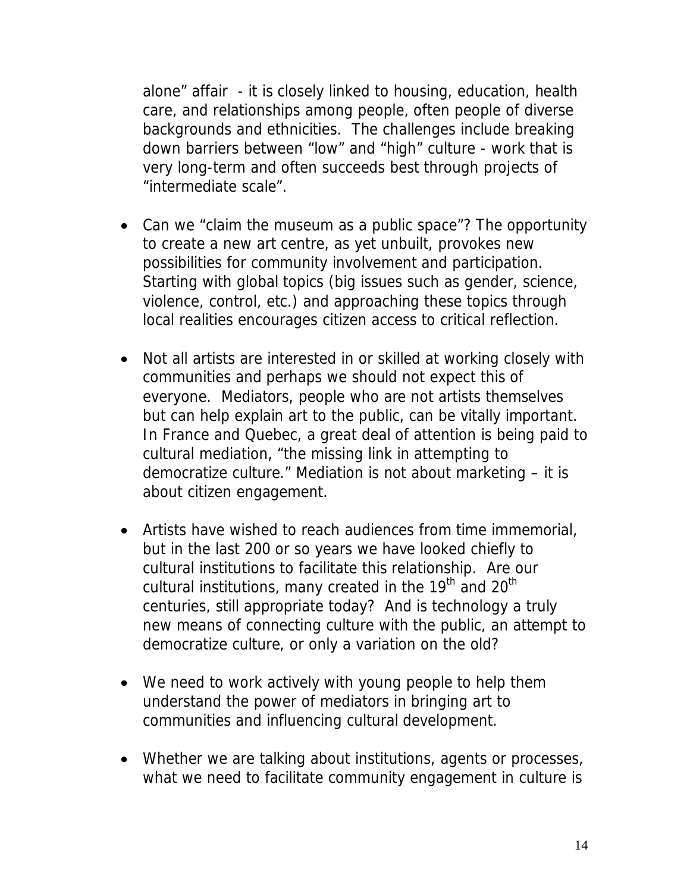alone" affair - it is closely linked to housing, education, health care, and relationships among people, often people of diverse backgrounds and ethnicities. The challenges include breaking down barriers between "low" and "high" culture - work that is very long-term and often succeeds best through projects of "intermediate scale".

- Can we "claim the museum as a public space"? The opportunity to create a new art centre, as yet unbuilt, provokes new possibilities for community involvement and participation. Starting with global topics (big issues such as gender, science, violence, control, etc.) and approaching these topics through local realities encourages citizen access to critical reflection.

- Not all artists are interested in or skilled at working closely with communities and perhaps we should not expect this of everyone. Mediators, people who are not artists themselves but can help explain art to the public, can be vitally important. In France and Quebec, a great deal of attention is being paid to cultural mediation, "the missing link in attempting to democratize culture." Mediation is not about marketing – it is about citizen engagement.

- Artists have wished to reach audiences from time immemorial, but in the last 200 or so years we have looked chiefly to cultural institutions to facilitate this relationship. Are our cultural institutions, many created in the 19th and 20th centuries, still appropriate today? And is technology a truly new means of connecting culture with the public, an attempt to democratize culture, or only a variation on the old?

- We need to work actively with young people to help them understand the power of mediators in bringing art to communities and influencing cultural development.

- Whether we are talking about institutions, agents or processes, what we need to facilitate community engagement in culture is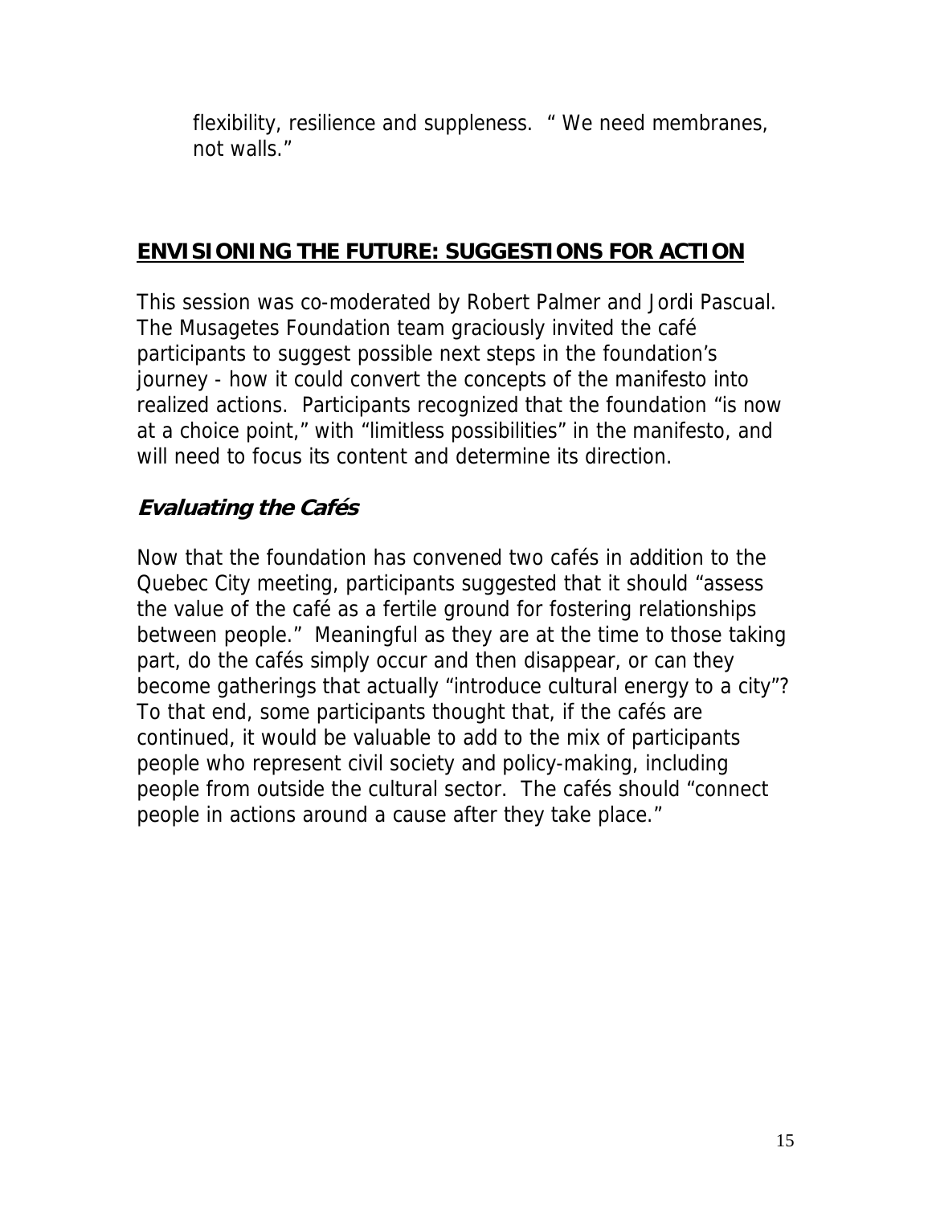flexibility, resilience and suppleness. " We need membranes, not walls."

## ENVISIONING THE FUTURE: SUGGESTIONS FOR ACTION

This session was co-moderated by Robert Palmer and Jordi Pascual. The Musagetes Foundation team graciously invited the café participants to suggest possible next steps in the foundation's journey - how it could convert the concepts of the manifesto into realized actions. Participants recognized that the foundation "is now at a choice point," with "limitless possibilities" in the manifesto, and will need to focus its content and determine its direction.

### *Evaluating the Cafés*

Now that the foundation has convened two cafés in addition to the Quebec City meeting, participants suggested that it should "assess the value of the café as a fertile ground for fostering relationships between people." Meaningful as they are at the time to those taking part, do the cafés simply occur and then disappear, or can they become gatherings that actually "introduce cultural energy to a city"? To that end, some participants thought that, if the cafés are continued, it would be valuable to add to the mix of participants people who represent civil society and policy-making, including people from outside the cultural sector. The cafés should "connect people in actions around a cause after they take place."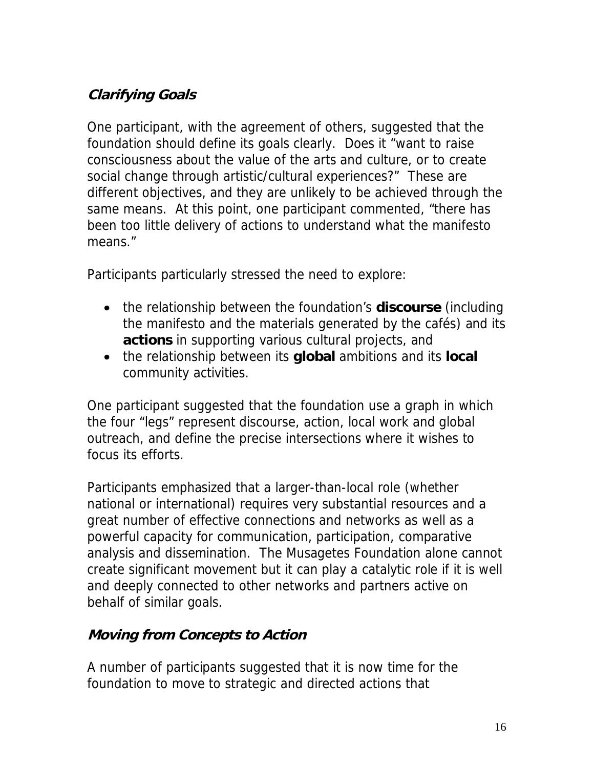### *Clarifying Goals*

One participant, with the agreement of others, suggested that the foundation should define its goals clearly. Does it "want to raise consciousness about the value of the arts and culture, or to create social change through artistic/cultural experiences?" These are different objectives, and they are unlikely to be achieved through the same means. At this point, one participant commented, "there has been too little delivery of actions to understand what the manifesto means."

Participants particularly stressed the need to explore:

- the relationship between the foundation's **discourse** (including the manifesto and the materials generated by the cafés) and its **actions** in supporting various cultural projects, and
- the relationship between its **global** ambitions and its **local** community activities.

One participant suggested that the foundation use a graph in which the four "legs" represent discourse, action, local work and global outreach, and define the precise intersections where it wishes to focus its efforts.

Participants emphasized that a larger-than-local role (whether national or international) requires very substantial resources and a great number of effective connections and networks as well as a powerful capacity for communication, participation, comparative analysis and dissemination. The Musagetes Foundation alone cannot create significant movement but it can play a catalytic role if it is well and deeply connected to other networks and partners active on behalf of similar goals.

### *Moving from Concepts to Action*

A number of participants suggested that it is now time for the foundation to move to strategic and directed actions that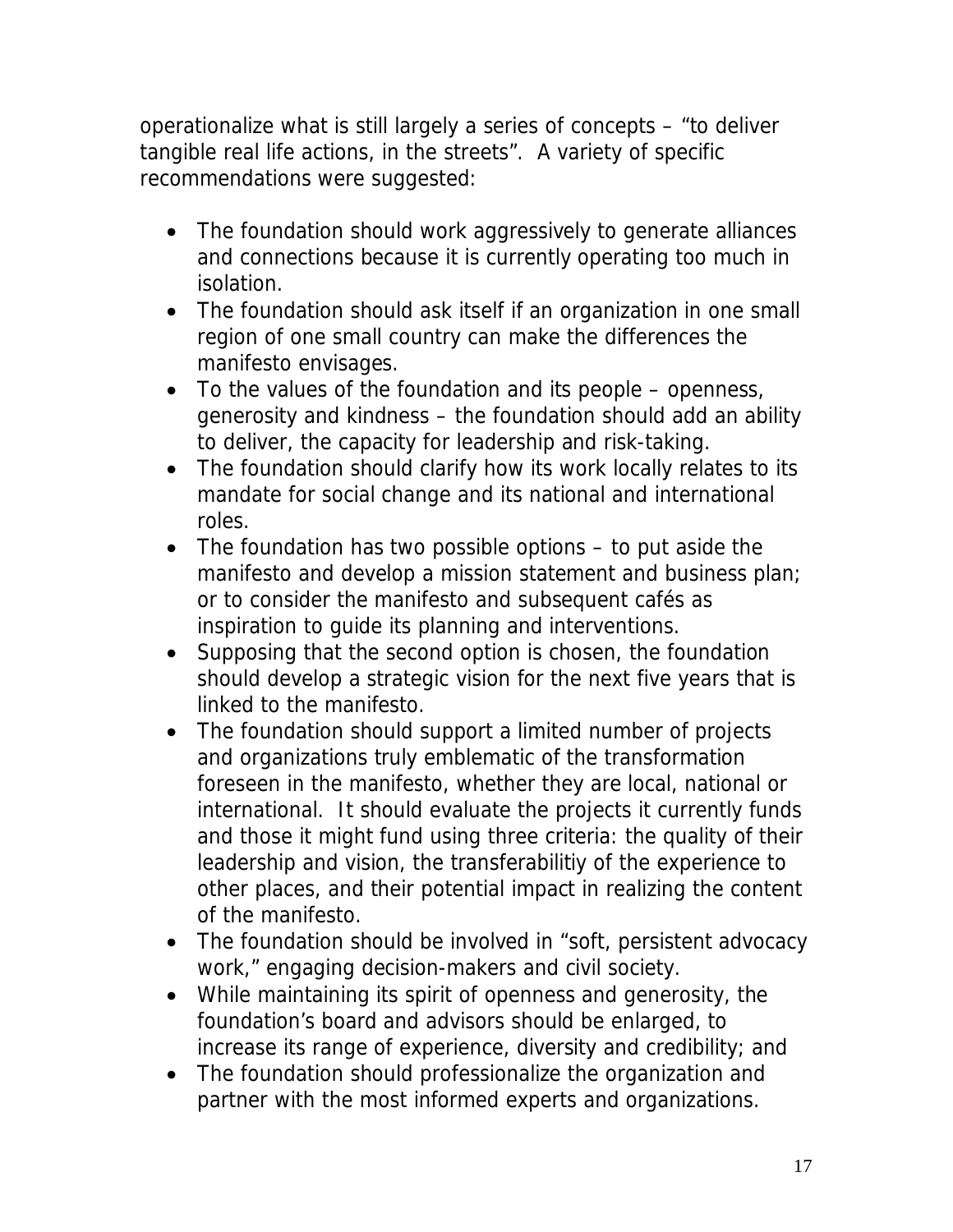operationalize what is still largely a series of concepts – "to deliver tangible real life actions, in the streets". A variety of specific recommendations were suggested:

- The foundation should work aggressively to generate alliances and connections because it is currently operating too much in isolation.
- The foundation should ask itself if an organization in one small region of one small country can make the differences the manifesto envisages.
- To the values of the foundation and its people – openness, generosity and kindness – the foundation should add an ability to deliver, the capacity for leadership and risk-taking.
- The foundation should clarify how its work locally relates to its mandate for social change and its national and international roles.
- The foundation has two possible options – to put aside the manifesto and develop a mission statement and business plan; or to consider the manifesto and subsequent cafés as inspiration to guide its planning and interventions.
- Supposing that the second option is chosen, the foundation should develop a strategic vision for the next five years that is linked to the manifesto.
- The foundation should support a limited number of projects and organizations truly emblematic of the transformation foreseen in the manifesto, whether they are local, national or international. It should evaluate the projects it currently funds and those it might fund using three criteria: the quality of their leadership and vision, the transferabilitiy of the experience to other places, and their potential impact in realizing the content of the manifesto.
- The foundation should be involved in "soft, persistent advocacy work," engaging decision-makers and civil society.
- While maintaining its spirit of openness and generosity, the foundation's board and advisors should be enlarged, to increase its range of experience, diversity and credibility; and
- The foundation should professionalize the organization and partner with the most informed experts and organizations.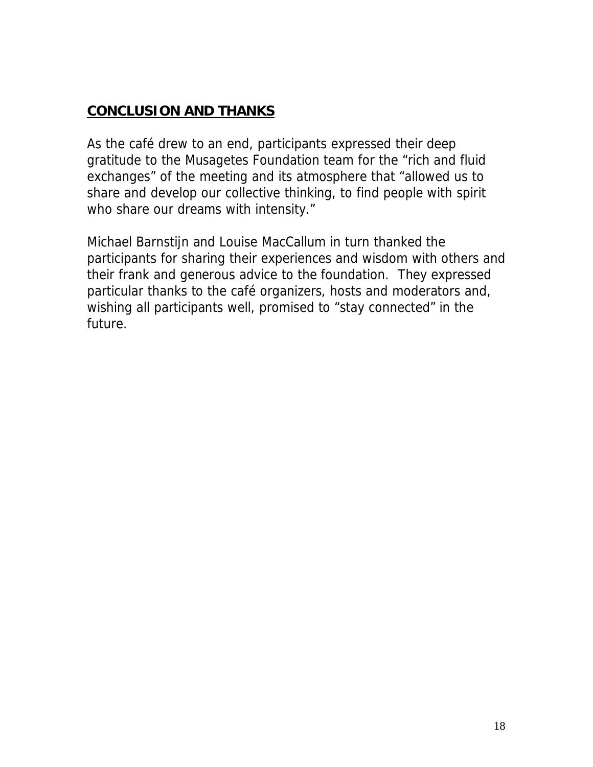## **CONCLUSION AND THANKS**

As the café drew to an end, participants expressed their deep gratitude to the Musagetes Foundation team for the "rich and fluid exchanges" of the meeting and its atmosphere that "allowed us to share and develop our collective thinking, to find people with spirit who share our dreams with intensity."

Michael Barnstijn and Louise MacCallum in turn thanked the participants for sharing their experiences and wisdom with others and their frank and generous advice to the foundation. They expressed particular thanks to the café organizers, hosts and moderators and, wishing all participants well, promised to "stay connected" in the future.